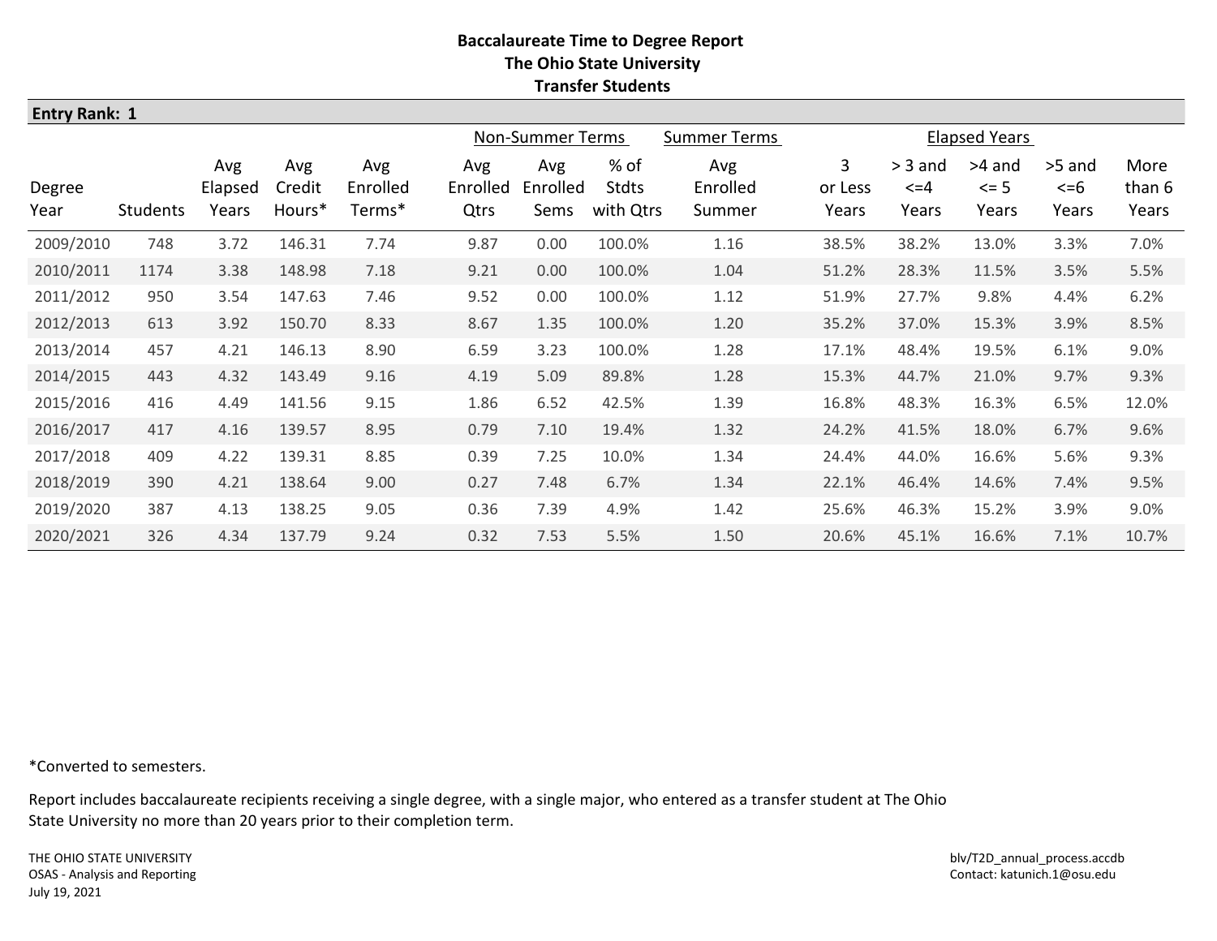# Baccalaureate Time to Degree Report
## The Ohio State University
## Transfer Students

**Entry Rank: 1**

| | | | | | Non-Summer Terms | | | Summer Terms | Elapsed Years | | | | |
|---|---|---|---|---|---|---|---|---|---|---|---|---|---|
| Degree Year | Students | Avg Elapsed Years | Avg Credit Hours* | Avg Enrolled Terms* | Avg Enrolled Qtrs | Avg Enrolled Sems | % of Stdts with Qtrs | Avg Enrolled Summer | 3 or Less Years | > 3 and <=4 Years | >4 and <= 5 Years | >5 and <=6 Years | More than 6 Years |
| 2009/2010 | 748 | 3.72 | 146.31 | 7.74 | 9.87 | 0.00 | 100.0% | 1.16 | 38.5% | 38.2% | 13.0% | 3.3% | 7.0% |
| 2010/2011 | 1174 | 3.38 | 148.98 | 7.18 | 9.21 | 0.00 | 100.0% | 1.04 | 51.2% | 28.3% | 11.5% | 3.5% | 5.5% |
| 2011/2012 | 950 | 3.54 | 147.63 | 7.46 | 9.52 | 0.00 | 100.0% | 1.12 | 51.9% | 27.7% | 9.8% | 4.4% | 6.2% |
| 2012/2013 | 613 | 3.92 | 150.70 | 8.33 | 8.67 | 1.35 | 100.0% | 1.20 | 35.2% | 37.0% | 15.3% | 3.9% | 8.5% |
| 2013/2014 | 457 | 4.21 | 146.13 | 8.90 | 6.59 | 3.23 | 100.0% | 1.28 | 17.1% | 48.4% | 19.5% | 6.1% | 9.0% |
| 2014/2015 | 443 | 4.32 | 143.49 | 9.16 | 4.19 | 5.09 | 89.8% | 1.28 | 15.3% | 44.7% | 21.0% | 9.7% | 9.3% |
| 2015/2016 | 416 | 4.49 | 141.56 | 9.15 | 1.86 | 6.52 | 42.5% | 1.39 | 16.8% | 48.3% | 16.3% | 6.5% | 12.0% |
| 2016/2017 | 417 | 4.16 | 139.57 | 8.95 | 0.79 | 7.10 | 19.4% | 1.32 | 24.2% | 41.5% | 18.0% | 6.7% | 9.6% |
| 2017/2018 | 409 | 4.22 | 139.31 | 8.85 | 0.39 | 7.25 | 10.0% | 1.34 | 24.4% | 44.0% | 16.6% | 5.6% | 9.3% |
| 2018/2019 | 390 | 4.21 | 138.64 | 9.00 | 0.27 | 7.48 | 6.7% | 1.34 | 22.1% | 46.4% | 14.6% | 7.4% | 9.5% |
| 2019/2020 | 387 | 4.13 | 138.25 | 9.05 | 0.36 | 7.39 | 4.9% | 1.42 | 25.6% | 46.3% | 15.2% | 3.9% | 9.0% |
| 2020/2021 | 326 | 4.34 | 137.79 | 9.24 | 0.32 | 7.53 | 5.5% | 1.50 | 20.6% | 45.1% | 16.6% | 7.1% | 10.7% |

*Converted to semesters.

Report includes baccalaureate recipients receiving a single degree, with a single major, who entered as a transfer student at The Ohio State University no more than 20 years prior to their completion term.

THE OHIO STATE UNIVERSITY
OSAS - Analysis and Reporting
July 19, 2021

blv/T2D_annual_process.accdb
Contact: katunich.1@osu.edu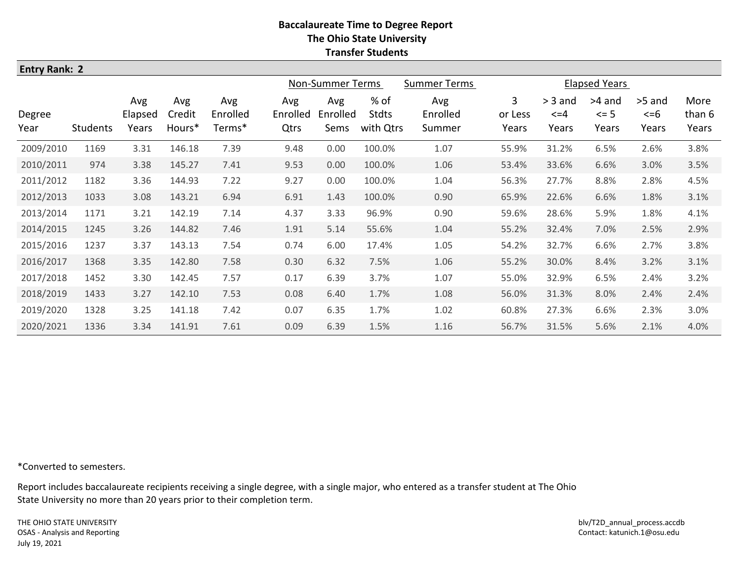# Baccalaureate Time to Degree Report
## The Ohio State University
### Transfer Students

**Entry Rank: 2**

| | | | | | Non-Summer Terms | | | Summer Terms | Elapsed Years | | | | |
|---|---|---|---|---|---|---|---|---|---|---|---|---|---|
| Degree Year | Students | Avg Elapsed Years | Avg Credit Hours* | Avg Enrolled Terms* | Avg Enrolled Qtrs | Avg Enrolled Sems | % of Stdts with Qtrs | Avg Enrolled Summer | 3 or Less Years | > 3 and <=4 Years | >4 and <= 5 Years | >5 and <=6 Years | More than 6 Years |
| 2009/2010 | 1169 | 3.31 | 146.18 | 7.39 | 9.48 | 0.00 | 100.0% | 1.07 | 55.9% | 31.2% | 6.5% | 2.6% | 3.8% |
| 2010/2011 | 974 | 3.38 | 145.27 | 7.41 | 9.53 | 0.00 | 100.0% | 1.06 | 53.4% | 33.6% | 6.6% | 3.0% | 3.5% |
| 2011/2012 | 1182 | 3.36 | 144.93 | 7.22 | 9.27 | 0.00 | 100.0% | 1.04 | 56.3% | 27.7% | 8.8% | 2.8% | 4.5% |
| 2012/2013 | 1033 | 3.08 | 143.21 | 6.94 | 6.91 | 1.43 | 100.0% | 0.90 | 65.9% | 22.6% | 6.6% | 1.8% | 3.1% |
| 2013/2014 | 1171 | 3.21 | 142.19 | 7.14 | 4.37 | 3.33 | 96.9% | 0.90 | 59.6% | 28.6% | 5.9% | 1.8% | 4.1% |
| 2014/2015 | 1245 | 3.26 | 144.82 | 7.46 | 1.91 | 5.14 | 55.6% | 1.04 | 55.2% | 32.4% | 7.0% | 2.5% | 2.9% |
| 2015/2016 | 1237 | 3.37 | 143.13 | 7.54 | 0.74 | 6.00 | 17.4% | 1.05 | 54.2% | 32.7% | 6.6% | 2.7% | 3.8% |
| 2016/2017 | 1368 | 3.35 | 142.80 | 7.58 | 0.30 | 6.32 | 7.5% | 1.06 | 55.2% | 30.0% | 8.4% | 3.2% | 3.1% |
| 2017/2018 | 1452 | 3.30 | 142.45 | 7.57 | 0.17 | 6.39 | 3.7% | 1.07 | 55.0% | 32.9% | 6.5% | 2.4% | 3.2% |
| 2018/2019 | 1433 | 3.27 | 142.10 | 7.53 | 0.08 | 6.40 | 1.7% | 1.08 | 56.0% | 31.3% | 8.0% | 2.4% | 2.4% |
| 2019/2020 | 1328 | 3.25 | 141.18 | 7.42 | 0.07 | 6.35 | 1.7% | 1.02 | 60.8% | 27.3% | 6.6% | 2.3% | 3.0% |
| 2020/2021 | 1336 | 3.34 | 141.91 | 7.61 | 0.09 | 6.39 | 1.5% | 1.16 | 56.7% | 31.5% | 5.6% | 2.1% | 4.0% |

*Converted to semesters.

Report includes baccalaureate recipients receiving a single degree, with a single major, who entered as a transfer student at The Ohio State University no more than 20 years prior to their completion term.

THE OHIO STATE UNIVERSITY
OSAS - Analysis and Reporting
July 19, 2021

blv/T2D_annual_process.accdb
Contact: katunich.1@osu.edu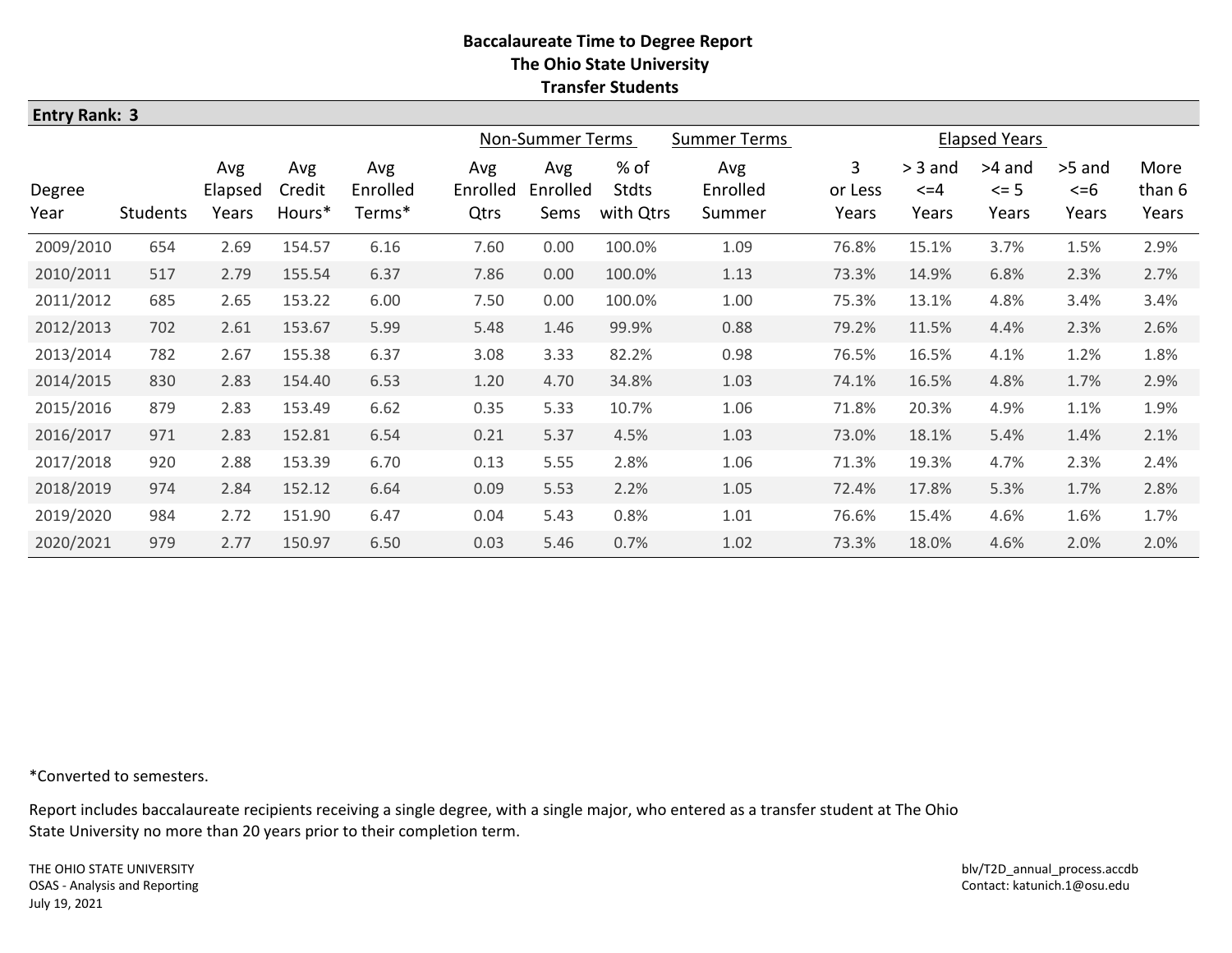**Baccalaureate Time to Degree Report**
**The Ohio State University**
**Transfer Students**

**Entry Rank: 3**

| | | | | | Non-Summer Terms | | | Summer Terms | Elapsed Years | | | | |
|---|---|---|---|---|---|---|---|---|---|---|---|---|---|
| Degree Year | Students | Avg Elapsed Years | Avg Credit Hours* | Avg Enrolled Terms* | Avg Enrolled Qtrs | Avg Enrolled Sems | % of Stdts with Qtrs | Avg Enrolled Summer | 3 or Less Years | > 3 and <=4 Years | >4 and <= 5 Years | >5 and <=6 Years | More than 6 Years |
| 2009/2010 | 654 | 2.69 | 154.57 | 6.16 | 7.60 | 0.00 | 100.0% | 1.09 | 76.8% | 15.1% | 3.7% | 1.5% | 2.9% |
| 2010/2011 | 517 | 2.79 | 155.54 | 6.37 | 7.86 | 0.00 | 100.0% | 1.13 | 73.3% | 14.9% | 6.8% | 2.3% | 2.7% |
| 2011/2012 | 685 | 2.65 | 153.22 | 6.00 | 7.50 | 0.00 | 100.0% | 1.00 | 75.3% | 13.1% | 4.8% | 3.4% | 3.4% |
| 2012/2013 | 702 | 2.61 | 153.67 | 5.99 | 5.48 | 1.46 | 99.9% | 0.88 | 79.2% | 11.5% | 4.4% | 2.3% | 2.6% |
| 2013/2014 | 782 | 2.67 | 155.38 | 6.37 | 3.08 | 3.33 | 82.2% | 0.98 | 76.5% | 16.5% | 4.1% | 1.2% | 1.8% |
| 2014/2015 | 830 | 2.83 | 154.40 | 6.53 | 1.20 | 4.70 | 34.8% | 1.03 | 74.1% | 16.5% | 4.8% | 1.7% | 2.9% |
| 2015/2016 | 879 | 2.83 | 153.49 | 6.62 | 0.35 | 5.33 | 10.7% | 1.06 | 71.8% | 20.3% | 4.9% | 1.1% | 1.9% |
| 2016/2017 | 971 | 2.83 | 152.81 | 6.54 | 0.21 | 5.37 | 4.5% | 1.03 | 73.0% | 18.1% | 5.4% | 1.4% | 2.1% |
| 2017/2018 | 920 | 2.88 | 153.39 | 6.70 | 0.13 | 5.55 | 2.8% | 1.06 | 71.3% | 19.3% | 4.7% | 2.3% | 2.4% |
| 2018/2019 | 974 | 2.84 | 152.12 | 6.64 | 0.09 | 5.53 | 2.2% | 1.05 | 72.4% | 17.8% | 5.3% | 1.7% | 2.8% |
| 2019/2020 | 984 | 2.72 | 151.90 | 6.47 | 0.04 | 5.43 | 0.8% | 1.01 | 76.6% | 15.4% | 4.6% | 1.6% | 1.7% |
| 2020/2021 | 979 | 2.77 | 150.97 | 6.50 | 0.03 | 5.46 | 0.7% | 1.02 | 73.3% | 18.0% | 4.6% | 2.0% | 2.0% |

*Converted to semesters.

Report includes baccalaureate recipients receiving a single degree, with a single major, who entered as a transfer student at The Ohio State University no more than 20 years prior to their completion term.

THE OHIO STATE UNIVERSITY
OSAS - Analysis and Reporting
July 19, 2021

blv/T2D_annual_process.accdb
Contact: katunich.1@osu.edu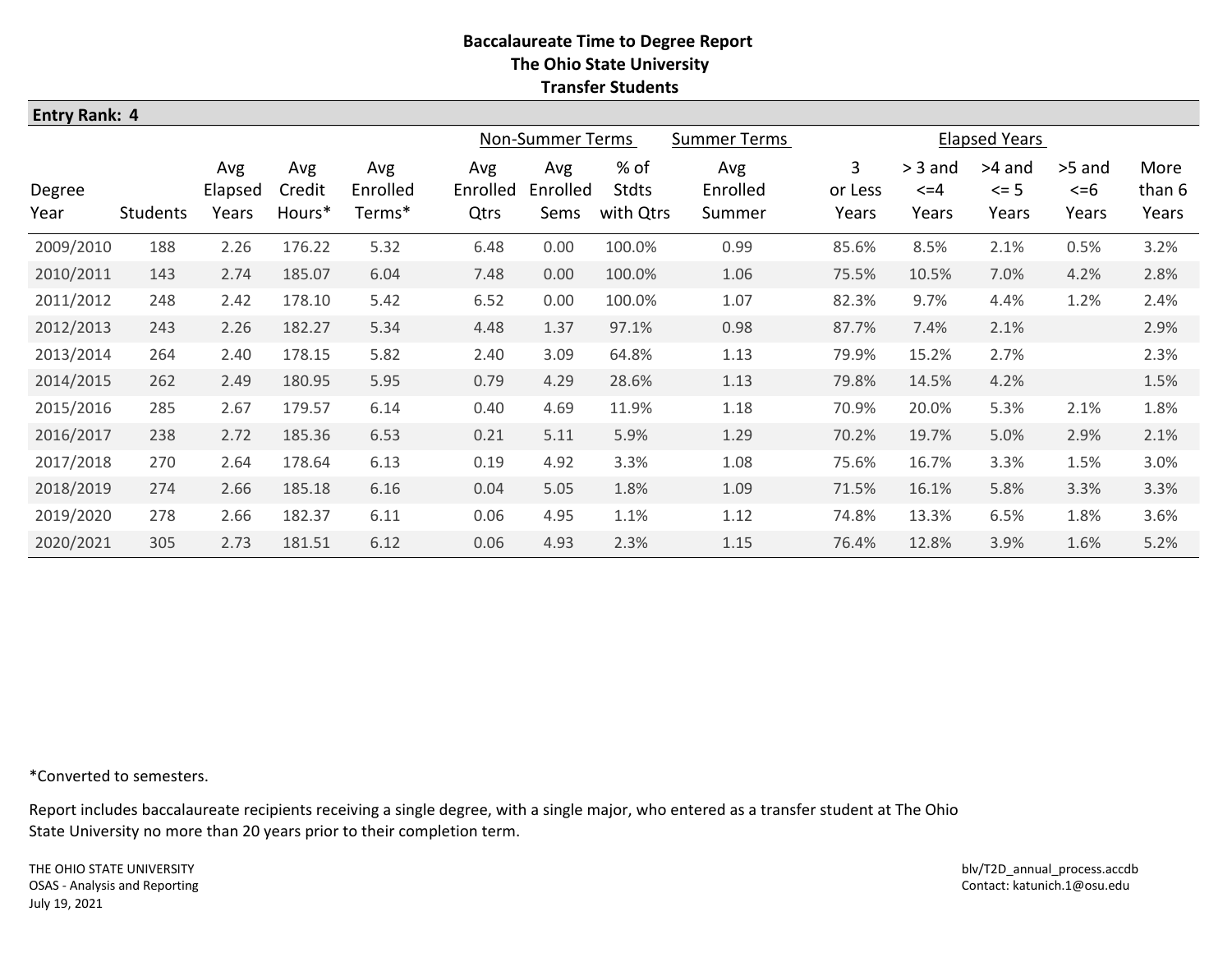**Baccalaureate Time to Degree Report**
**The Ohio State University**
**Transfer Students**

**Entry Rank: 4**

| | | | | | Non-Summer Terms | | | Summer Terms | Elapsed Years | | | | |
|---|---|---|---|---|---|---|---|---|---|---|---|---|---|
| Degree Year | Students | Avg Elapsed Years | Avg Credit Hours* | Avg Enrolled Terms* | Avg Enrolled Qtrs | Avg Enrolled Sems | % of Stdts with Qtrs | Avg Enrolled Summer | 3 or Less Years | > 3 and <=4 Years | >4 and <= 5 Years | >5 and <=6 Years | More than 6 Years |
| 2009/2010 | 188 | 2.26 | 176.22 | 5.32 | 6.48 | 0.00 | 100.0% | 0.99 | 85.6% | 8.5% | 2.1% | 0.5% | 3.2% |
| 2010/2011 | 143 | 2.74 | 185.07 | 6.04 | 7.48 | 0.00 | 100.0% | 1.06 | 75.5% | 10.5% | 7.0% | 4.2% | 2.8% |
| 2011/2012 | 248 | 2.42 | 178.10 | 5.42 | 6.52 | 0.00 | 100.0% | 1.07 | 82.3% | 9.7% | 4.4% | 1.2% | 2.4% |
| 2012/2013 | 243 | 2.26 | 182.27 | 5.34 | 4.48 | 1.37 | 97.1% | 0.98 | 87.7% | 7.4% | 2.1% | | 2.9% |
| 2013/2014 | 264 | 2.40 | 178.15 | 5.82 | 2.40 | 3.09 | 64.8% | 1.13 | 79.9% | 15.2% | 2.7% | | 2.3% |
| 2014/2015 | 262 | 2.49 | 180.95 | 5.95 | 0.79 | 4.29 | 28.6% | 1.13 | 79.8% | 14.5% | 4.2% | | 1.5% |
| 2015/2016 | 285 | 2.67 | 179.57 | 6.14 | 0.40 | 4.69 | 11.9% | 1.18 | 70.9% | 20.0% | 5.3% | 2.1% | 1.8% |
| 2016/2017 | 238 | 2.72 | 185.36 | 6.53 | 0.21 | 5.11 | 5.9% | 1.29 | 70.2% | 19.7% | 5.0% | 2.9% | 2.1% |
| 2017/2018 | 270 | 2.64 | 178.64 | 6.13 | 0.19 | 4.92 | 3.3% | 1.08 | 75.6% | 16.7% | 3.3% | 1.5% | 3.0% |
| 2018/2019 | 274 | 2.66 | 185.18 | 6.16 | 0.04 | 5.05 | 1.8% | 1.09 | 71.5% | 16.1% | 5.8% | 3.3% | 3.3% |
| 2019/2020 | 278 | 2.66 | 182.37 | 6.11 | 0.06 | 4.95 | 1.1% | 1.12 | 74.8% | 13.3% | 6.5% | 1.8% | 3.6% |
| 2020/2021 | 305 | 2.73 | 181.51 | 6.12 | 0.06 | 4.93 | 2.3% | 1.15 | 76.4% | 12.8% | 3.9% | 1.6% | 5.2% |

*Converted to semesters.

Report includes baccalaureate recipients receiving a single degree, with a single major, who entered as a transfer student at The Ohio State University no more than 20 years prior to their completion term.

THE OHIO STATE UNIVERSITY
OSAS - Analysis and Reporting
July 19, 2021

blv/T2D_annual_process.accdb
Contact: katunich.1@osu.edu